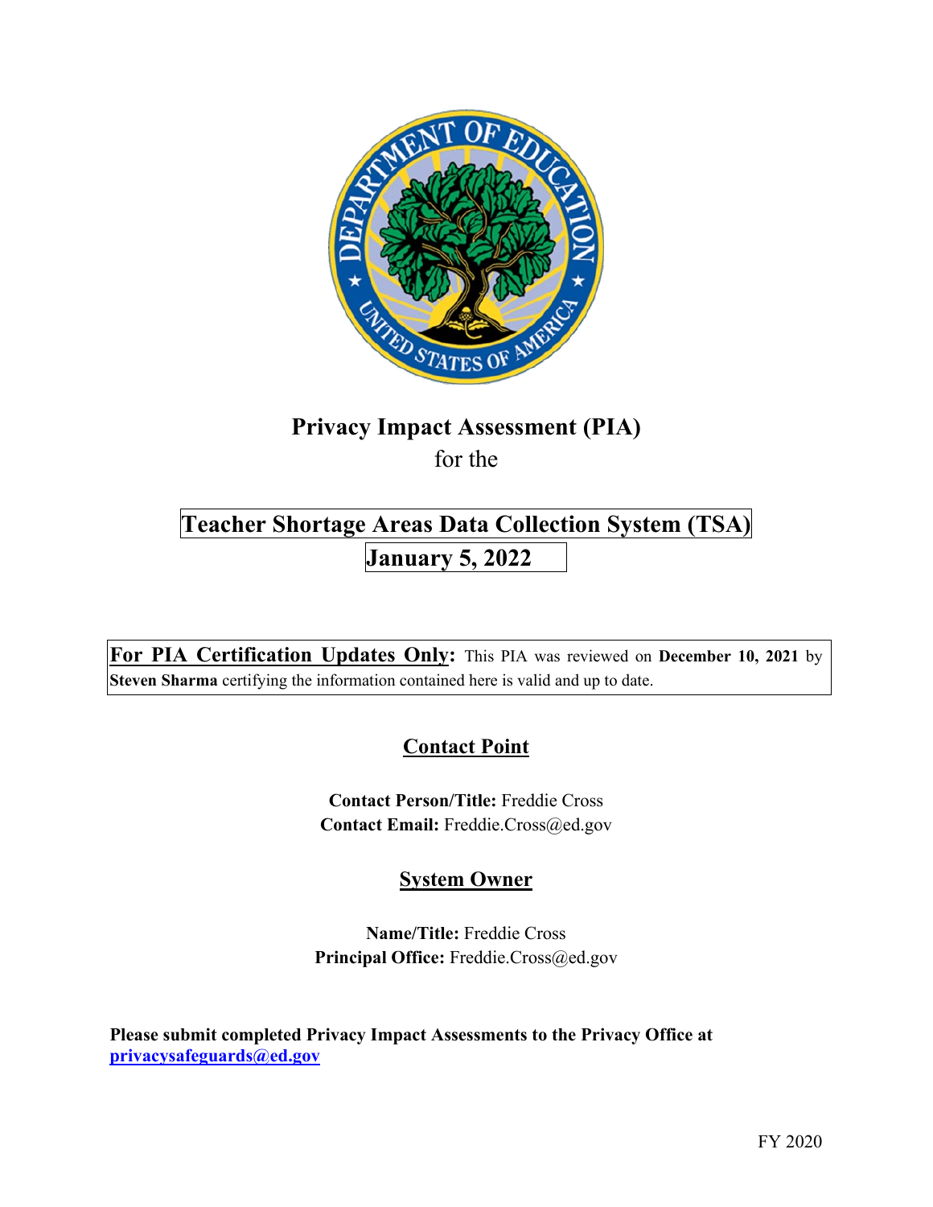# Privacy Impact Assessment (PIA)

for the

## Teacher Shortage Areas Data Collection System (TSA)

## January 5, 2022

**For PIA Certification Updates Only:** This PIA was reviewed on **December 10, 2021** by **Steven Sharma** certifying the information contained here is valid and up to date.

## Contact Point

**Contact Person/Title:** Freddie Cross
**Contact Email:** Freddie.Cross@ed.gov

## System Owner

**Name/Title:** Freddie Cross
**Principal Office:** Freddie.Cross@ed.gov

**Please submit completed Privacy Impact Assessments to the Privacy Office at privacysafeguards@ed.gov**

FY 2020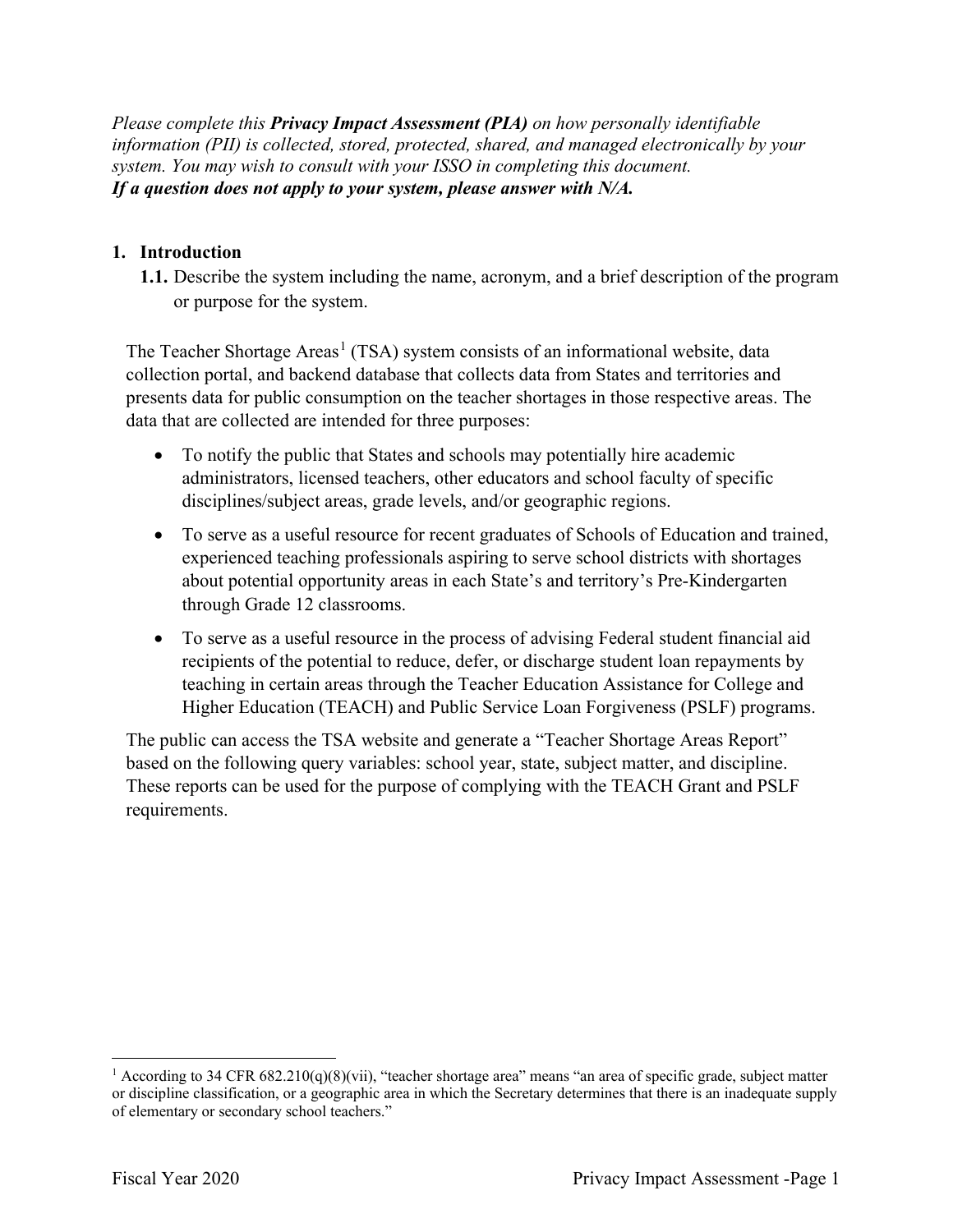*Please complete this **Privacy Impact Assessment (PIA)** on how personally identifiable information (PII) is collected, stored, protected, shared, and managed electronically by your system. You may wish to consult with your ISSO in completing this document.*
***If a question does not apply to your system, please answer with N/A.***

## 1. Introduction

**1.1.** Describe the system including the name, acronym, and a brief description of the program or purpose for the system.

The Teacher Shortage Areas[1] (TSA) system consists of an informational website, data collection portal, and backend database that collects data from States and territories and presents data for public consumption on the teacher shortages in those respective areas. The data that are collected are intended for three purposes:

- To notify the public that States and schools may potentially hire academic administrators, licensed teachers, other educators and school faculty of specific disciplines/subject areas, grade levels, and/or geographic regions.
- To serve as a useful resource for recent graduates of Schools of Education and trained, experienced teaching professionals aspiring to serve school districts with shortages about potential opportunity areas in each State's and territory's Pre-Kindergarten through Grade 12 classrooms.
- To serve as a useful resource in the process of advising Federal student financial aid recipients of the potential to reduce, defer, or discharge student loan repayments by teaching in certain areas through the Teacher Education Assistance for College and Higher Education (TEACH) and Public Service Loan Forgiveness (PSLF) programs.

The public can access the TSA website and generate a "Teacher Shortage Areas Report" based on the following query variables: school year, state, subject matter, and discipline. These reports can be used for the purpose of complying with the TEACH Grant and PSLF requirements.

---

[1] According to 34 CFR 682.210(q)(8)(vii), "teacher shortage area" means "an area of specific grade, subject matter or discipline classification, or a geographic area in which the Secretary determines that there is an inadequate supply of elementary or secondary school teachers."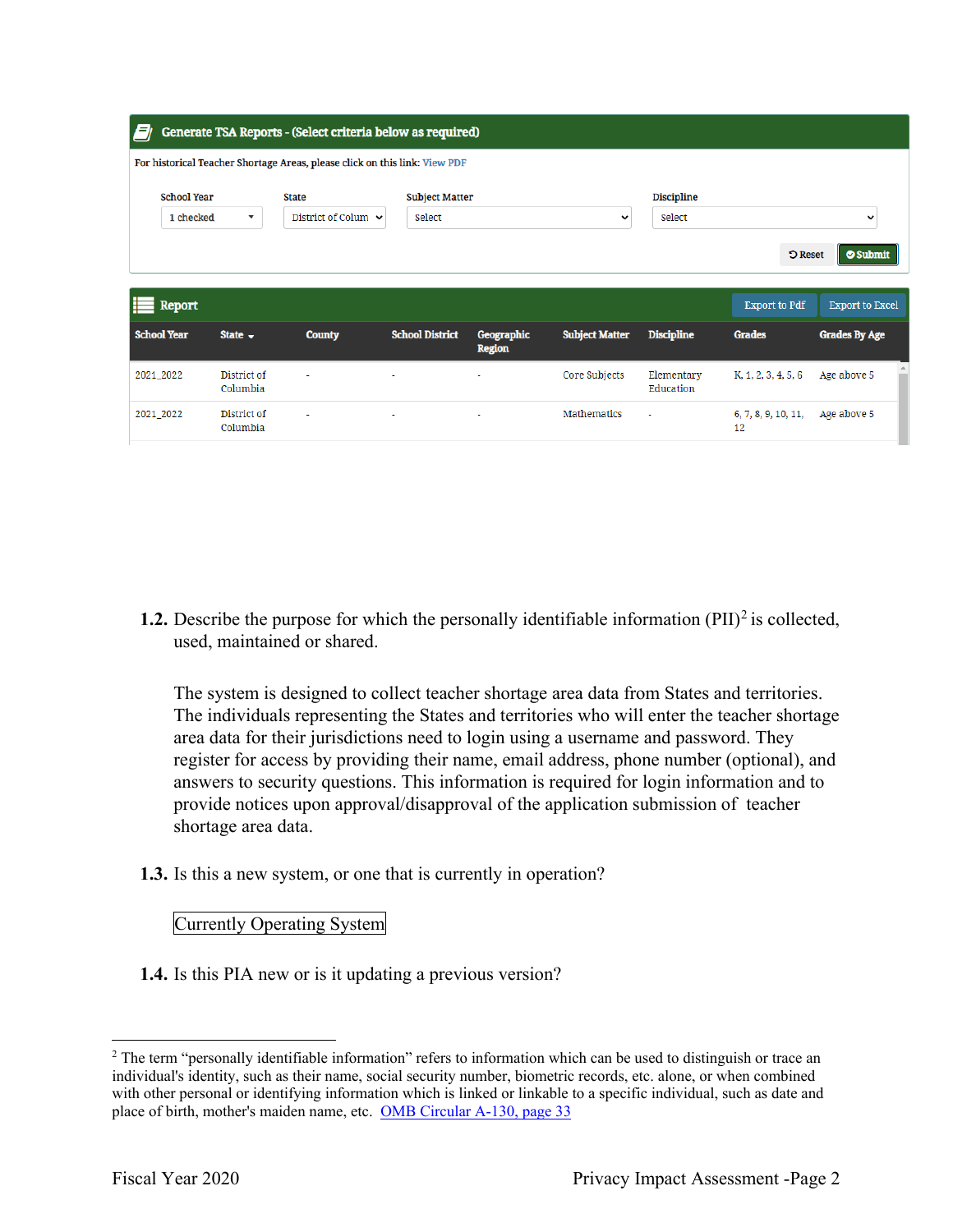**Generate TSA Reports - (Select criteria below as required)**

For historical Teacher Shortage Areas, please click on this link: View PDF

School Year: 1 checked | State: District of Colum | Subject Matter: Select | Discipline: Select

Reset | Submit

**Report** — Export to Pdf | Export to Excel

| School Year | State | County | School District | Geographic Region | Subject Matter | Discipline | Grades | Grades By Age |
|---|---|---|---|---|---|---|---|---|
| 2021_2022 | District of Columbia | - | - | - | Core Subjects | Elementary Education | K, 1, 2, 3, 4, 5, 6 | Age above 5 |
| 2021_2022 | District of Columbia | - | - | - | Mathematics | - | 6, 7, 8, 9, 10, 11, 12 | Age above 5 |

**1.2.** Describe the purpose for which the personally identifiable information (PII)[2] is collected, used, maintained or shared.

The system is designed to collect teacher shortage area data from States and territories. The individuals representing the States and territories who will enter the teacher shortage area data for their jurisdictions need to login using a username and password. They register for access by providing their name, email address, phone number (optional), and answers to security questions. This information is required for login information and to provide notices upon approval/disapproval of the application submission of teacher shortage area data.

**1.3.** Is this a new system, or one that is currently in operation?

Currently Operating System

**1.4.** Is this PIA new or is it updating a previous version?

---

[2] The term "personally identifiable information" refers to information which can be used to distinguish or trace an individual's identity, such as their name, social security number, biometric records, etc. alone, or when combined with other personal or identifying information which is linked or linkable to a specific individual, such as date and place of birth, mother's maiden name, etc. OMB Circular A-130, page 33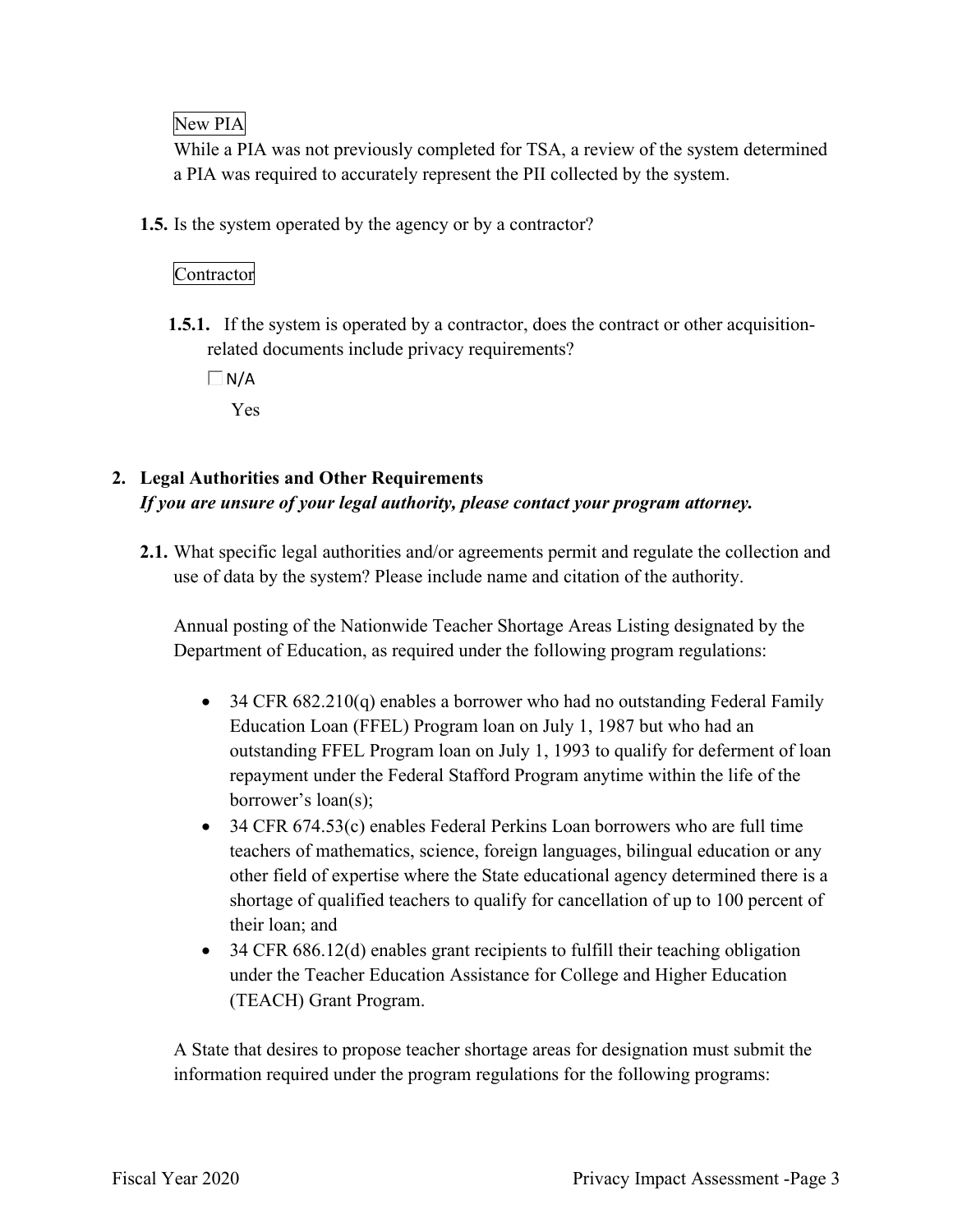New PIA

While a PIA was not previously completed for TSA, a review of the system determined a PIA was required to accurately represent the PII collected by the system.

**1.5.** Is the system operated by the agency or by a contractor?

Contractor

**1.5.1.** If the system is operated by a contractor, does the contract or other acquisition-related documents include privacy requirements?

☐ N/A

Yes

## 2. Legal Authorities and Other Requirements

***If you are unsure of your legal authority, please contact your program attorney.***

**2.1.** What specific legal authorities and/or agreements permit and regulate the collection and use of data by the system? Please include name and citation of the authority.

Annual posting of the Nationwide Teacher Shortage Areas Listing designated by the Department of Education, as required under the following program regulations:

- 34 CFR 682.210(q) enables a borrower who had no outstanding Federal Family Education Loan (FFEL) Program loan on July 1, 1987 but who had an outstanding FFEL Program loan on July 1, 1993 to qualify for deferment of loan repayment under the Federal Stafford Program anytime within the life of the borrower's loan(s);
- 34 CFR 674.53(c) enables Federal Perkins Loan borrowers who are full time teachers of mathematics, science, foreign languages, bilingual education or any other field of expertise where the State educational agency determined there is a shortage of qualified teachers to qualify for cancellation of up to 100 percent of their loan; and
- 34 CFR 686.12(d) enables grant recipients to fulfill their teaching obligation under the Teacher Education Assistance for College and Higher Education (TEACH) Grant Program.

A State that desires to propose teacher shortage areas for designation must submit the information required under the program regulations for the following programs: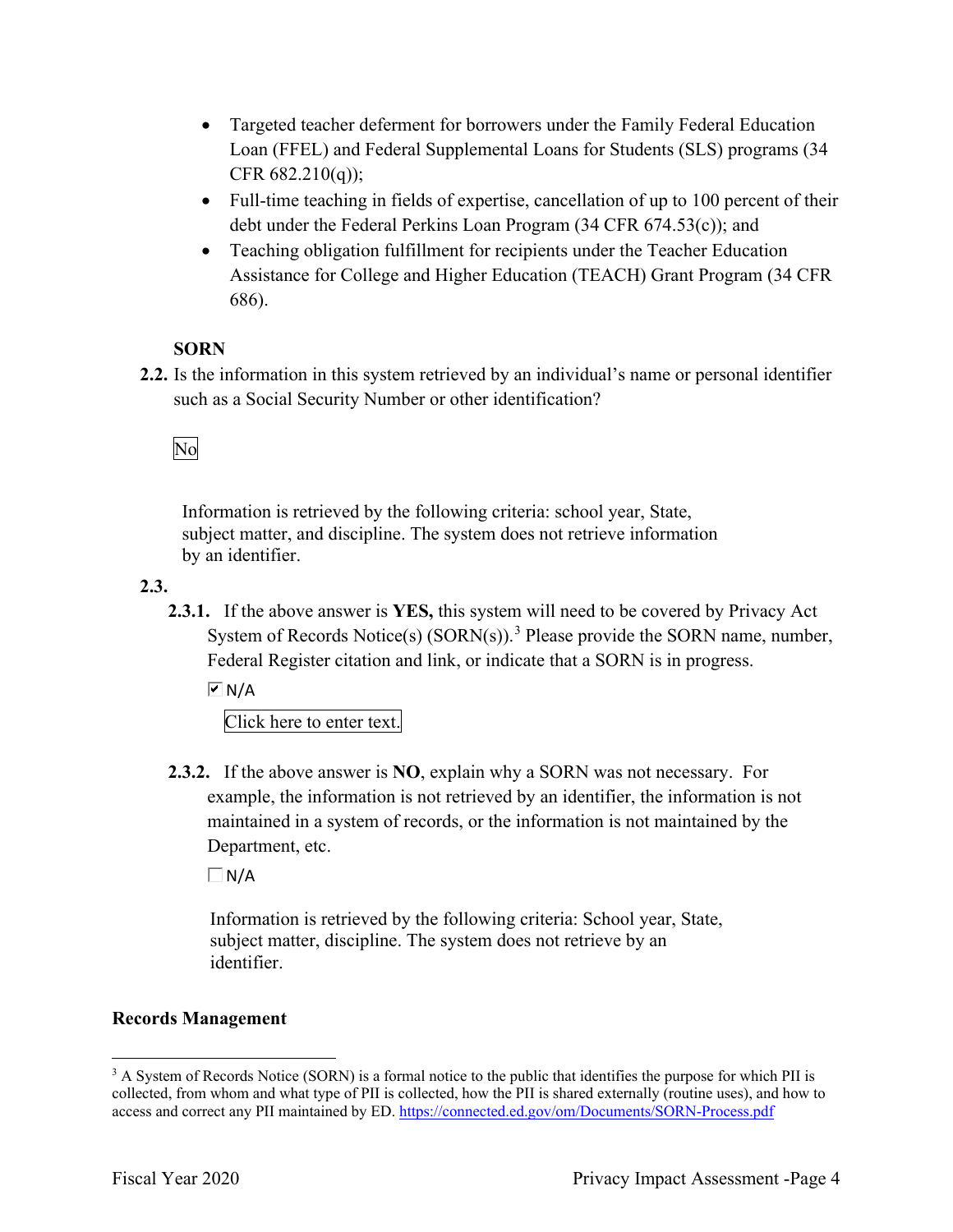- Targeted teacher deferment for borrowers under the Family Federal Education Loan (FFEL) and Federal Supplemental Loans for Students (SLS) programs (34 CFR 682.210(q));
- Full-time teaching in fields of expertise, cancellation of up to 100 percent of their debt under the Federal Perkins Loan Program (34 CFR 674.53(c)); and
- Teaching obligation fulfillment for recipients under the Teacher Education Assistance for College and Higher Education (TEACH) Grant Program (34 CFR 686).

**SORN**

**2.2.** Is the information in this system retrieved by an individual's name or personal identifier such as a Social Security Number or other identification?

No

Information is retrieved by the following criteria: school year, State, subject matter, and discipline. The system does not retrieve information by an identifier.

**2.3.**

**2.3.1.** If the above answer is **YES,** this system will need to be covered by Privacy Act System of Records Notice(s) (SORN(s)).[3] Please provide the SORN name, number, Federal Register citation and link, or indicate that a SORN is in progress.

☑ N/A

Click here to enter text.

**2.3.2.** If the above answer is **NO**, explain why a SORN was not necessary. For example, the information is not retrieved by an identifier, the information is not maintained in a system of records, or the information is not maintained by the Department, etc.

☐ N/A

Information is retrieved by the following criteria: School year, State, subject matter, discipline. The system does not retrieve by an identifier.

**Records Management**

[3] A System of Records Notice (SORN) is a formal notice to the public that identifies the purpose for which PII is collected, from whom and what type of PII is collected, how the PII is shared externally (routine uses), and how to access and correct any PII maintained by ED. https://connected.ed.gov/om/Documents/SORN-Process.pdf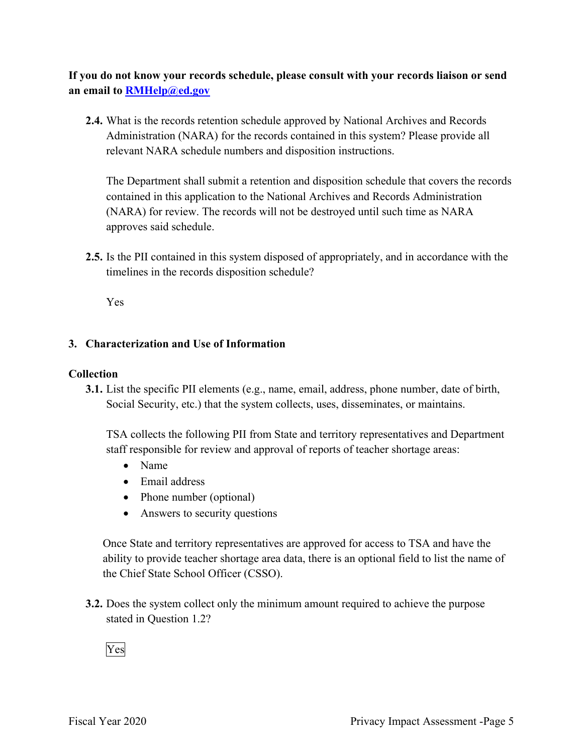**If you do not know your records schedule, please consult with your records liaison or send an email to [RMHelp@ed.gov](mailto:RMHelp@ed.gov)**

**2.4.** What is the records retention schedule approved by National Archives and Records Administration (NARA) for the records contained in this system? Please provide all relevant NARA schedule numbers and disposition instructions.

The Department shall submit a retention and disposition schedule that covers the records contained in this application to the National Archives and Records Administration (NARA) for review. The records will not be destroyed until such time as NARA approves said schedule.

**2.5.** Is the PII contained in this system disposed of appropriately, and in accordance with the timelines in the records disposition schedule?

Yes

## 3. Characterization and Use of Information

### Collection

**3.1.** List the specific PII elements (e.g., name, email, address, phone number, date of birth, Social Security, etc.) that the system collects, uses, disseminates, or maintains.

TSA collects the following PII from State and territory representatives and Department staff responsible for review and approval of reports of teacher shortage areas:

- Name
- Email address
- Phone number (optional)
- Answers to security questions

Once State and territory representatives are approved for access to TSA and have the ability to provide teacher shortage area data, there is an optional field to list the name of the Chief State School Officer (CSSO).

**3.2.** Does the system collect only the minimum amount required to achieve the purpose stated in Question 1.2?

Yes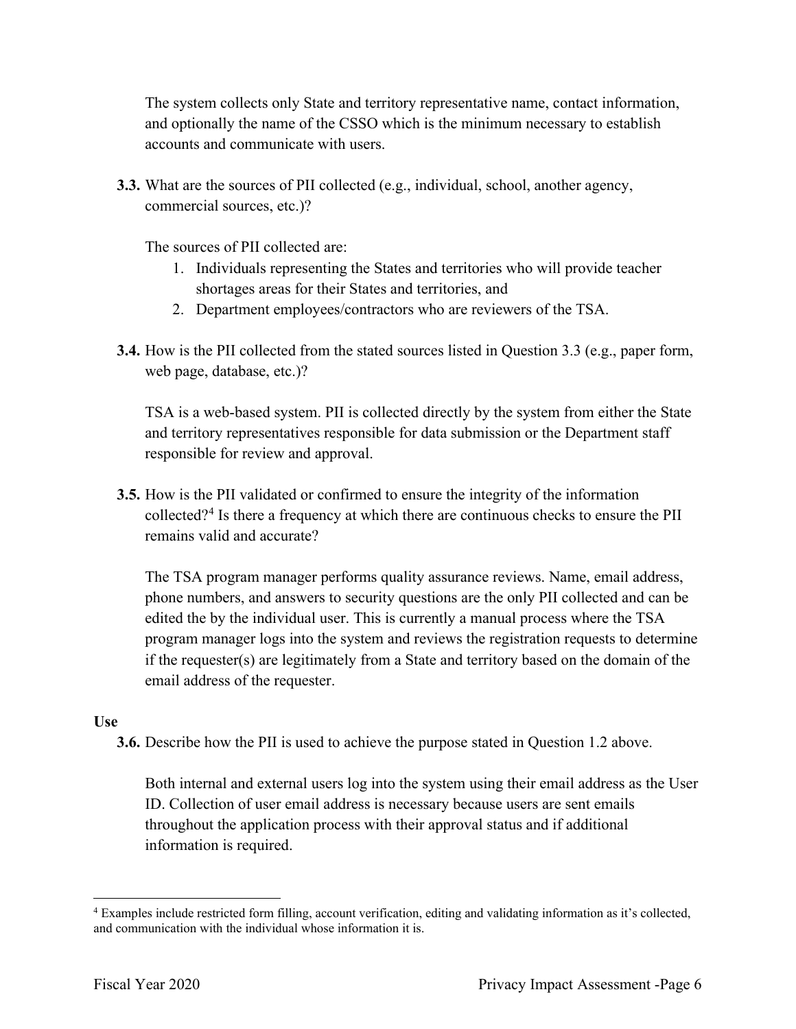The system collects only State and territory representative name, contact information, and optionally the name of the CSSO which is the minimum necessary to establish accounts and communicate with users.

**3.3.** What are the sources of PII collected (e.g., individual, school, another agency, commercial sources, etc.)?

The sources of PII collected are:

1. Individuals representing the States and territories who will provide teacher shortages areas for their States and territories, and
2. Department employees/contractors who are reviewers of the TSA.

**3.4.** How is the PII collected from the stated sources listed in Question 3.3 (e.g., paper form, web page, database, etc.)?

TSA is a web-based system. PII is collected directly by the system from either the State and territory representatives responsible for data submission or the Department staff responsible for review and approval.

**3.5.** How is the PII validated or confirmed to ensure the integrity of the information collected?[4] Is there a frequency at which there are continuous checks to ensure the PII remains valid and accurate?

The TSA program manager performs quality assurance reviews. Name, email address, phone numbers, and answers to security questions are the only PII collected and can be edited the by the individual user. This is currently a manual process where the TSA program manager logs into the system and reviews the registration requests to determine if the requester(s) are legitimately from a State and territory based on the domain of the email address of the requester.

**Use**

**3.6.** Describe how the PII is used to achieve the purpose stated in Question 1.2 above.

Both internal and external users log into the system using their email address as the User ID. Collection of user email address is necessary because users are sent emails throughout the application process with their approval status and if additional information is required.

[4] Examples include restricted form filling, account verification, editing and validating information as it's collected, and communication with the individual whose information it is.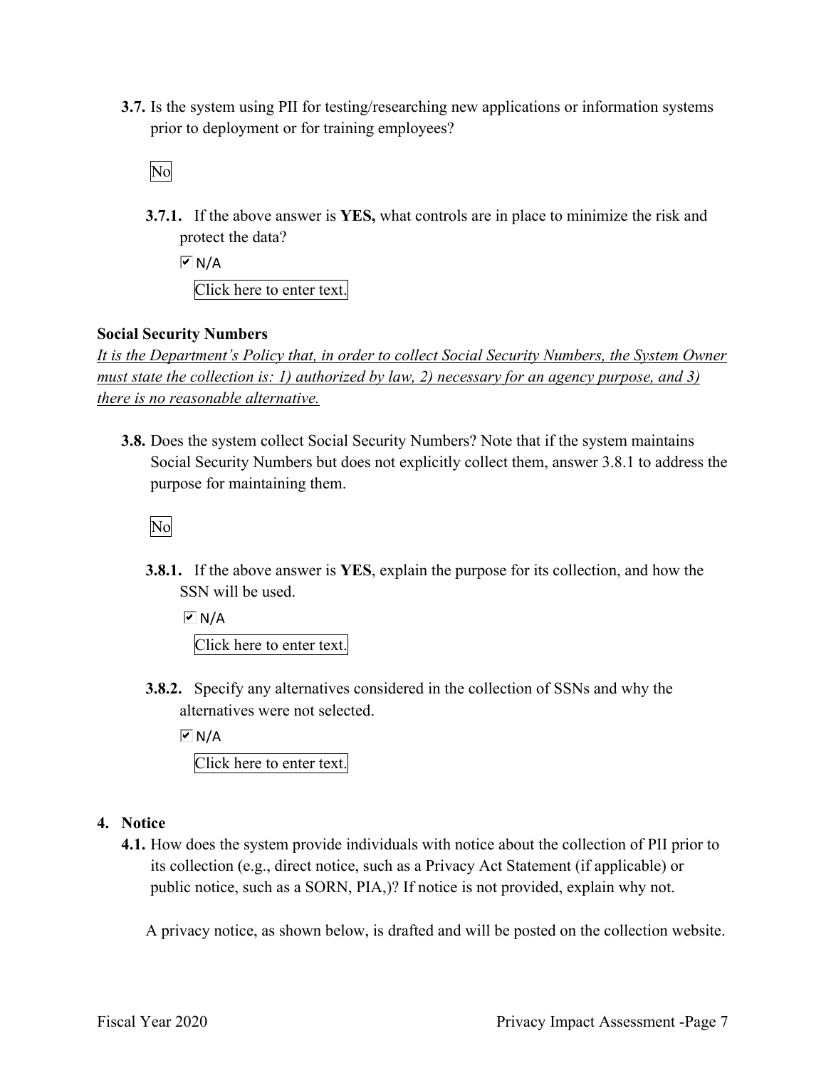**3.7.** Is the system using PII for testing/researching new applications or information systems prior to deployment or for training employees?

No

**3.7.1.** If the above answer is **YES,** what controls are in place to minimize the risk and protect the data?

☑ N/A

Click here to enter text.

**Social Security Numbers**

*It is the Department's Policy that, in order to collect Social Security Numbers, the System Owner must state the collection is: 1) authorized by law, 2) necessary for an agency purpose, and 3) there is no reasonable alternative.*

**3.8.** Does the system collect Social Security Numbers? Note that if the system maintains Social Security Numbers but does not explicitly collect them, answer 3.8.1 to address the purpose for maintaining them.

No

**3.8.1.** If the above answer is **YES**, explain the purpose for its collection, and how the SSN will be used.

☑ N/A

Click here to enter text.

**3.8.2.** Specify any alternatives considered in the collection of SSNs and why the alternatives were not selected.

☑ N/A

Click here to enter text.

## 4. Notice

**4.1.** How does the system provide individuals with notice about the collection of PII prior to its collection (e.g., direct notice, such as a Privacy Act Statement (if applicable) or public notice, such as a SORN, PIA,)? If notice is not provided, explain why not.

A privacy notice, as shown below, is drafted and will be posted on the collection website.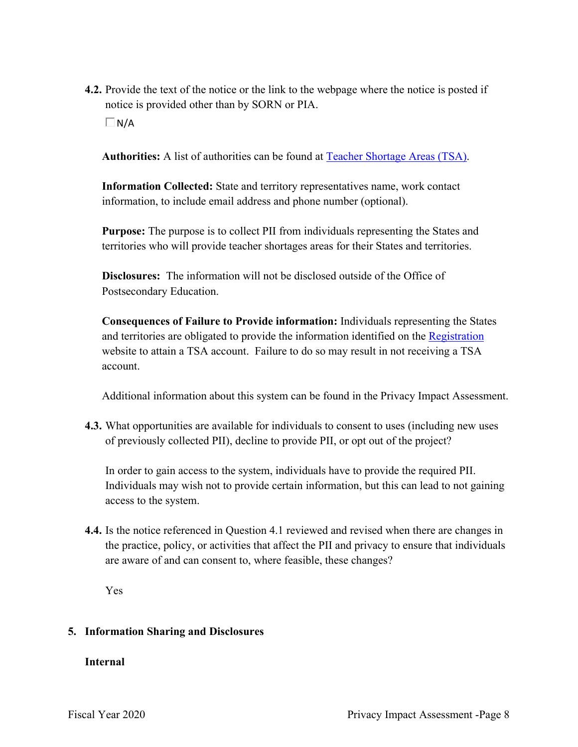**4.2.** Provide the text of the notice or the link to the webpage where the notice is posted if notice is provided other than by SORN or PIA.

☐ N/A

**Authorities:** A list of authorities can be found at [Teacher Shortage Areas (TSA)](#).

**Information Collected:** State and territory representatives name, work contact information, to include email address and phone number (optional).

**Purpose:** The purpose is to collect PII from individuals representing the States and territories who will provide teacher shortages areas for their States and territories.

**Disclosures:** The information will not be disclosed outside of the Office of Postsecondary Education.

**Consequences of Failure to Provide information:** Individuals representing the States and territories are obligated to provide the information identified on the [Registration](#) website to attain a TSA account. Failure to do so may result in not receiving a TSA account.

Additional information about this system can be found in the Privacy Impact Assessment.

**4.3.** What opportunities are available for individuals to consent to uses (including new uses of previously collected PII), decline to provide PII, or opt out of the project?

In order to gain access to the system, individuals have to provide the required PII. Individuals may wish not to provide certain information, but this can lead to not gaining access to the system.

**4.4.** Is the notice referenced in Question 4.1 reviewed and revised when there are changes in the practice, policy, or activities that affect the PII and privacy to ensure that individuals are aware of and can consent to, where feasible, these changes?

Yes

## 5. Information Sharing and Disclosures

### Internal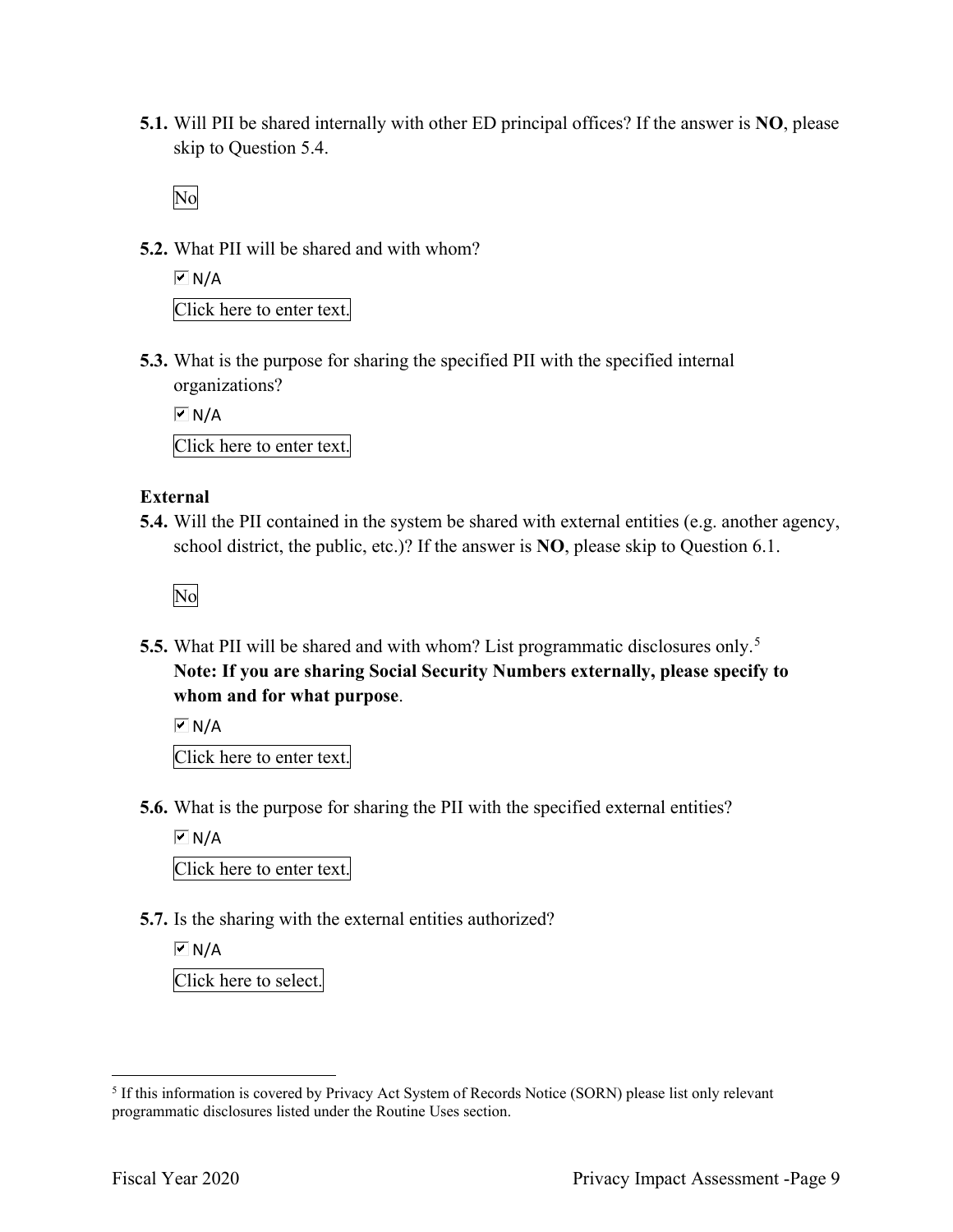**5.1.** Will PII be shared internally with other ED principal offices? If the answer is **NO**, please skip to Question 5.4.

No

**5.2.** What PII will be shared and with whom?

☑ N/A

Click here to enter text.

**5.3.** What is the purpose for sharing the specified PII with the specified internal organizations?

☑ N/A

Click here to enter text.

**External**

**5.4.** Will the PII contained in the system be shared with external entities (e.g. another agency, school district, the public, etc.)? If the answer is **NO**, please skip to Question 6.1.

No

**5.5.** What PII will be shared and with whom? List programmatic disclosures only.[5] **Note: If you are sharing Social Security Numbers externally, please specify to whom and for what purpose**.

☑ N/A

Click here to enter text.

**5.6.** What is the purpose for sharing the PII with the specified external entities?

☑ N/A

Click here to enter text.

**5.7.** Is the sharing with the external entities authorized?

☑ N/A

Click here to select.

---

[5] If this information is covered by Privacy Act System of Records Notice (SORN) please list only relevant programmatic disclosures listed under the Routine Uses section.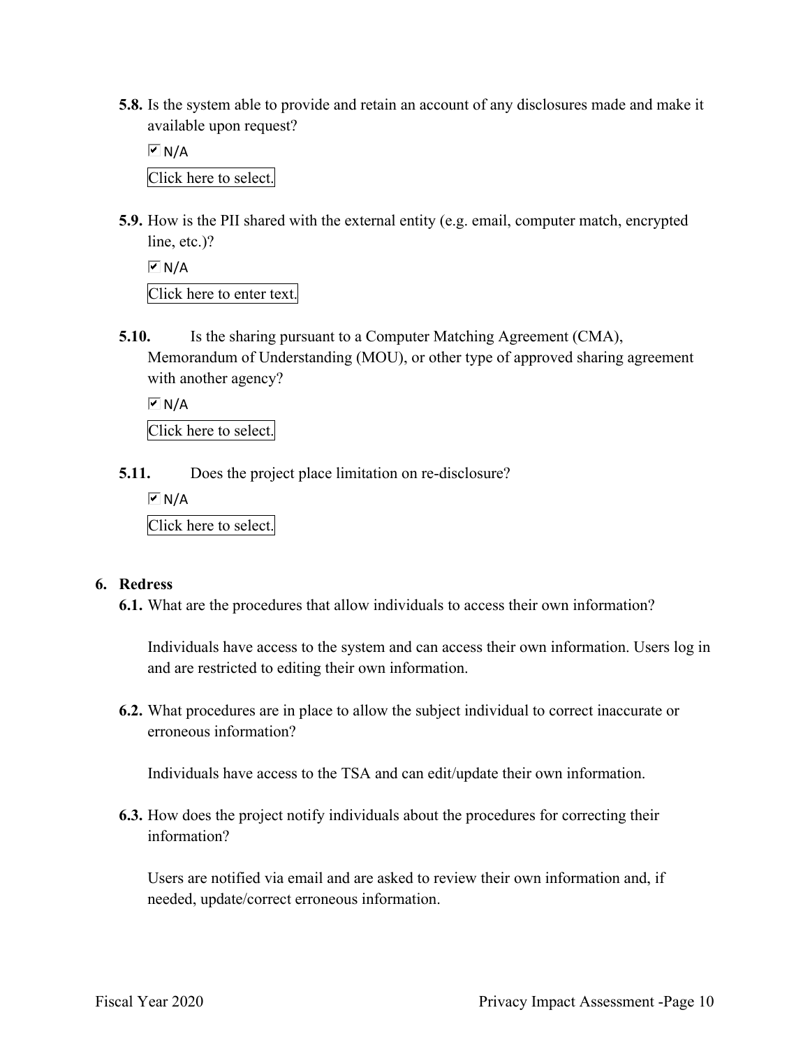**5.8.** Is the system able to provide and retain an account of any disclosures made and make it available upon request?

☑ N/A

Click here to select.

**5.9.** How is the PII shared with the external entity (e.g. email, computer match, encrypted line, etc.)?

☑ N/A

Click here to enter text.

**5.10.** Is the sharing pursuant to a Computer Matching Agreement (CMA), Memorandum of Understanding (MOU), or other type of approved sharing agreement with another agency?

☑ N/A

Click here to select.

**5.11.** Does the project place limitation on re-disclosure?

☑ N/A

Click here to select.

## 6. Redress

**6.1.** What are the procedures that allow individuals to access their own information?

Individuals have access to the system and can access their own information. Users log in and are restricted to editing their own information.

**6.2.** What procedures are in place to allow the subject individual to correct inaccurate or erroneous information?

Individuals have access to the TSA and can edit/update their own information.

**6.3.** How does the project notify individuals about the procedures for correcting their information?

Users are notified via email and are asked to review their own information and, if needed, update/correct erroneous information.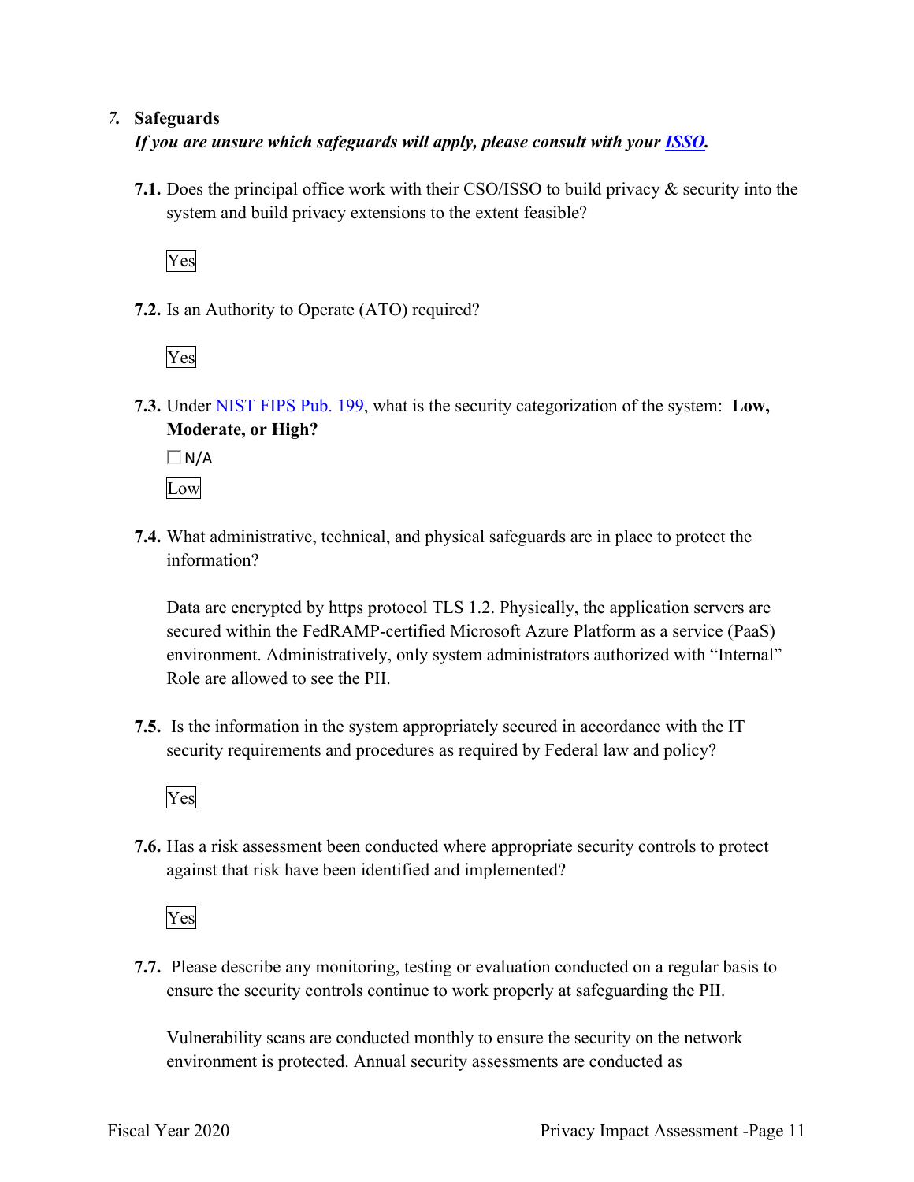## 7. Safeguards

***If you are unsure which safeguards will apply, please consult with your [ISSO](#).***

**7.1.** Does the principal office work with their CSO/ISSO to build privacy & security into the system and build privacy extensions to the extent feasible?

Yes

**7.2.** Is an Authority to Operate (ATO) required?

Yes

**7.3.** Under [NIST FIPS Pub. 199](#), what is the security categorization of the system: **Low, Moderate, or High?**

☐ N/A

Low

**7.4.** What administrative, technical, and physical safeguards are in place to protect the information?

Data are encrypted by https protocol TLS 1.2. Physically, the application servers are secured within the FedRAMP-certified Microsoft Azure Platform as a service (PaaS) environment. Administratively, only system administrators authorized with "Internal" Role are allowed to see the PII.

**7.5.** Is the information in the system appropriately secured in accordance with the IT security requirements and procedures as required by Federal law and policy?

Yes

**7.6.** Has a risk assessment been conducted where appropriate security controls to protect against that risk have been identified and implemented?

Yes

**7.7.** Please describe any monitoring, testing or evaluation conducted on a regular basis to ensure the security controls continue to work properly at safeguarding the PII.

Vulnerability scans are conducted monthly to ensure the security on the network environment is protected. Annual security assessments are conducted as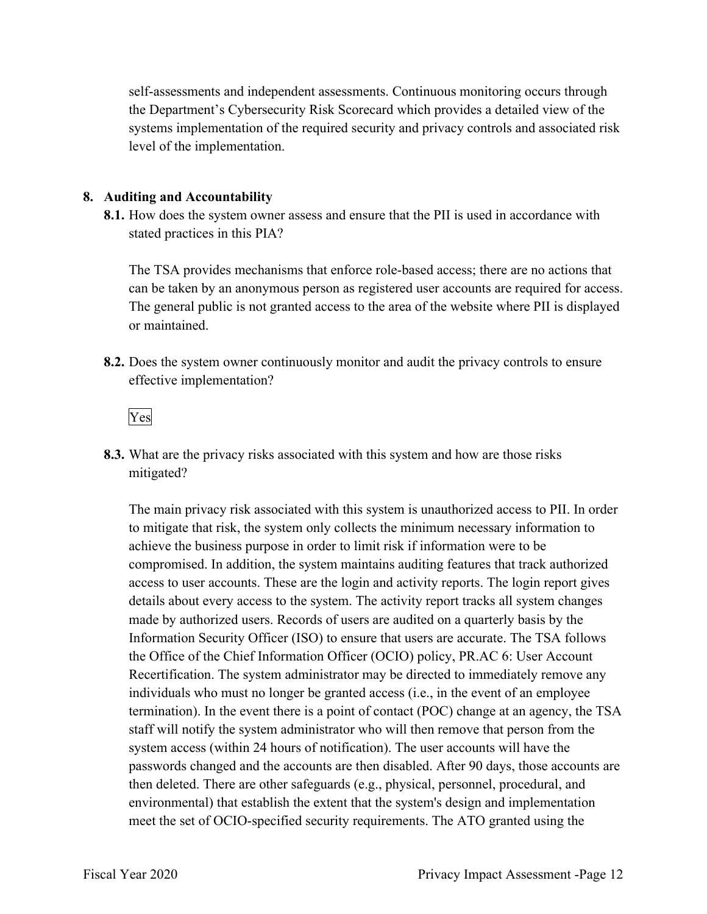self-assessments and independent assessments. Continuous monitoring occurs through the Department's Cybersecurity Risk Scorecard which provides a detailed view of the systems implementation of the required security and privacy controls and associated risk level of the implementation.

**8. Auditing and Accountability**

**8.1.** How does the system owner assess and ensure that the PII is used in accordance with stated practices in this PIA?

The TSA provides mechanisms that enforce role-based access; there are no actions that can be taken by an anonymous person as registered user accounts are required for access. The general public is not granted access to the area of the website where PII is displayed or maintained.

**8.2.** Does the system owner continuously monitor and audit the privacy controls to ensure effective implementation?

Yes

**8.3.** What are the privacy risks associated with this system and how are those risks mitigated?

The main privacy risk associated with this system is unauthorized access to PII. In order to mitigate that risk, the system only collects the minimum necessary information to achieve the business purpose in order to limit risk if information were to be compromised. In addition, the system maintains auditing features that track authorized access to user accounts. These are the login and activity reports. The login report gives details about every access to the system. The activity report tracks all system changes made by authorized users. Records of users are audited on a quarterly basis by the Information Security Officer (ISO) to ensure that users are accurate. The TSA follows the Office of the Chief Information Officer (OCIO) policy, PR.AC 6: User Account Recertification. The system administrator may be directed to immediately remove any individuals who must no longer be granted access (i.e., in the event of an employee termination). In the event there is a point of contact (POC) change at an agency, the TSA staff will notify the system administrator who will then remove that person from the system access (within 24 hours of notification). The user accounts will have the passwords changed and the accounts are then disabled. After 90 days, those accounts are then deleted. There are other safeguards (e.g., physical, personnel, procedural, and environmental) that establish the extent that the system's design and implementation meet the set of OCIO-specified security requirements. The ATO granted using the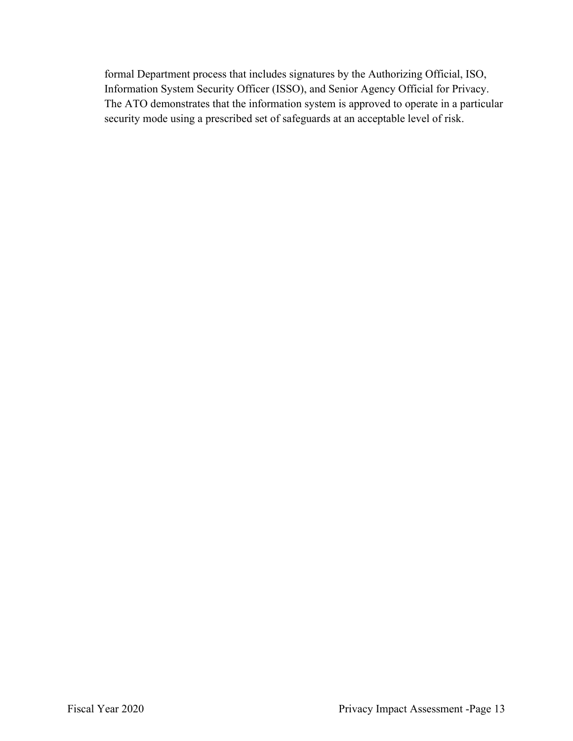formal Department process that includes signatures by the Authorizing Official, ISO, Information System Security Officer (ISSO), and Senior Agency Official for Privacy. The ATO demonstrates that the information system is approved to operate in a particular security mode using a prescribed set of safeguards at an acceptable level of risk.